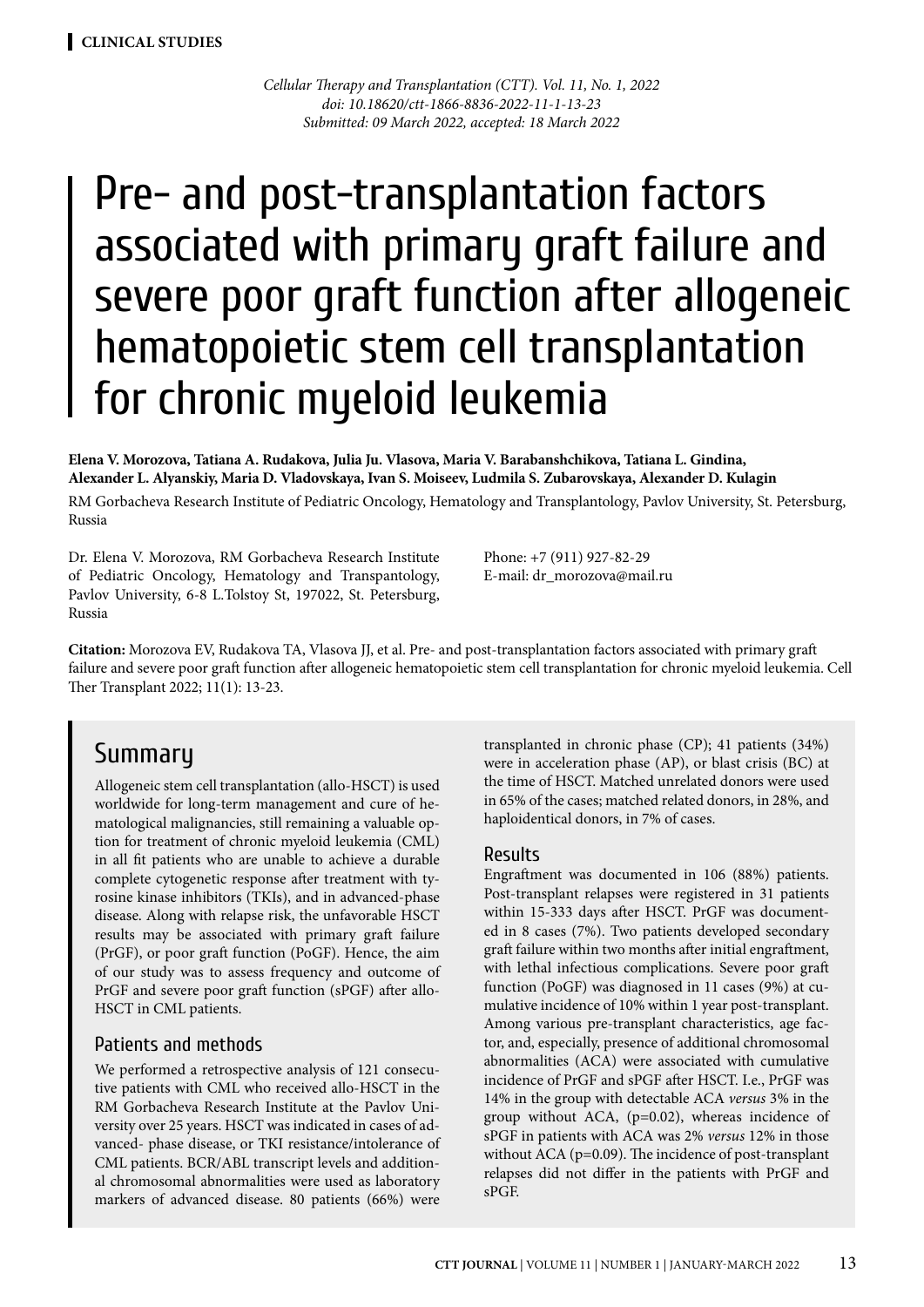CLINICAL STUDIES

*Cellular Therapy and Transplantation (CTT). Vol. 11, No. 1, 2022*
*doi: 10.18620/ctt-1866-8836-2022-11-1-13-23*
*Submitted: 09 March 2022, accepted: 18 March 2022*

# Pre- and post-transplantation factors associated with primary graft failure and severe poor graft function after allogeneic hematopoietic stem cell transplantation for chronic myeloid leukemia

**Elena V. Morozova, Tatiana A. Rudakova, Julia Ju. Vlasova, Maria V. Barabanshchikova, Tatiana L. Gindina, Alexander L. Alyanskiy, Maria D. Vladovskaya, Ivan S. Moiseev, Ludmila S. Zubarovskaya, Alexander D. Kulagin**

RM Gorbacheva Research Institute of Pediatric Oncology, Hematology and Transplantology, Pavlov University, St. Petersburg, Russia

Dr. Elena V. Morozova, RM Gorbacheva Research Institute of Pediatric Oncology, Hematology and Transpantology, Pavlov University, 6-8 L.Tolstoy St, 197022, St. Petersburg, Russia

Phone: +7 (911) 927-82-29
E-mail: dr_morozova@mail.ru

**Citation:** Morozova EV, Rudakova TA, Vlasova JJ, et al. Pre- and post-transplantation factors associated with primary graft failure and severe poor graft function after allogeneic hematopoietic stem cell transplantation for chronic myeloid leukemia. Cell Ther Transplant 2022; 11(1): 13-23.

## Summary

Allogeneic stem cell transplantation (allo-HSCT) is used worldwide for long-term management and cure of hematological malignancies, still remaining a valuable option for treatment of chronic myeloid leukemia (CML) in all fit patients who are unable to achieve a durable complete cytogenetic response after treatment with tyrosine kinase inhibitors (TKIs), and in advanced-phase disease. Along with relapse risk, the unfavorable HSCT results may be associated with primary graft failure (PrGF), or poor graft function (PoGF). Hence, the aim of our study was to assess frequency and outcome of PrGF and severe poor graft function (sPGF) after allo-HSCT in CML patients.

### Patients and methods

We performed a retrospective analysis of 121 consecutive patients with CML who received allo-HSCT in the RM Gorbacheva Research Institute at the Pavlov University over 25 years. HSCT was indicated in cases of advanced- phase disease, or TKI resistance/intolerance of CML patients. BCR/ABL transcript levels and additional chromosomal abnormalities were used as laboratory markers of advanced disease. 80 patients (66%) were transplanted in chronic phase (CP); 41 patients (34%) were in acceleration phase (AP), or blast crisis (BC) at the time of HSCT. Matched unrelated donors were used in 65% of the cases; matched related donors, in 28%, and haploidentical donors, in 7% of cases.

### Results

Engraftment was documented in 106 (88%) patients. Post-transplant relapses were registered in 31 patients within 15-333 days after HSCT. PrGF was documented in 8 cases (7%). Two patients developed secondary graft failure within two months after initial engraftment, with lethal infectious complications. Severe poor graft function (PoGF) was diagnosed in 11 cases (9%) at cumulative incidence of 10% within 1 year post-transplant. Among various pre-transplant characteristics, age factor, and, especially, presence of additional chromosomal abnormalities (ACA) were associated with cumulative incidence of PrGF and sPGF after HSCT. I.e., PrGF was 14% in the group with detectable ACA *versus* 3% in the group without ACA, (p=0.02), whereas incidence of sPGF in patients with ACA was 2% *versus* 12% in those without ACA (p=0.09). The incidence of post-transplant relapses did not differ in the patients with PrGF and sPGF.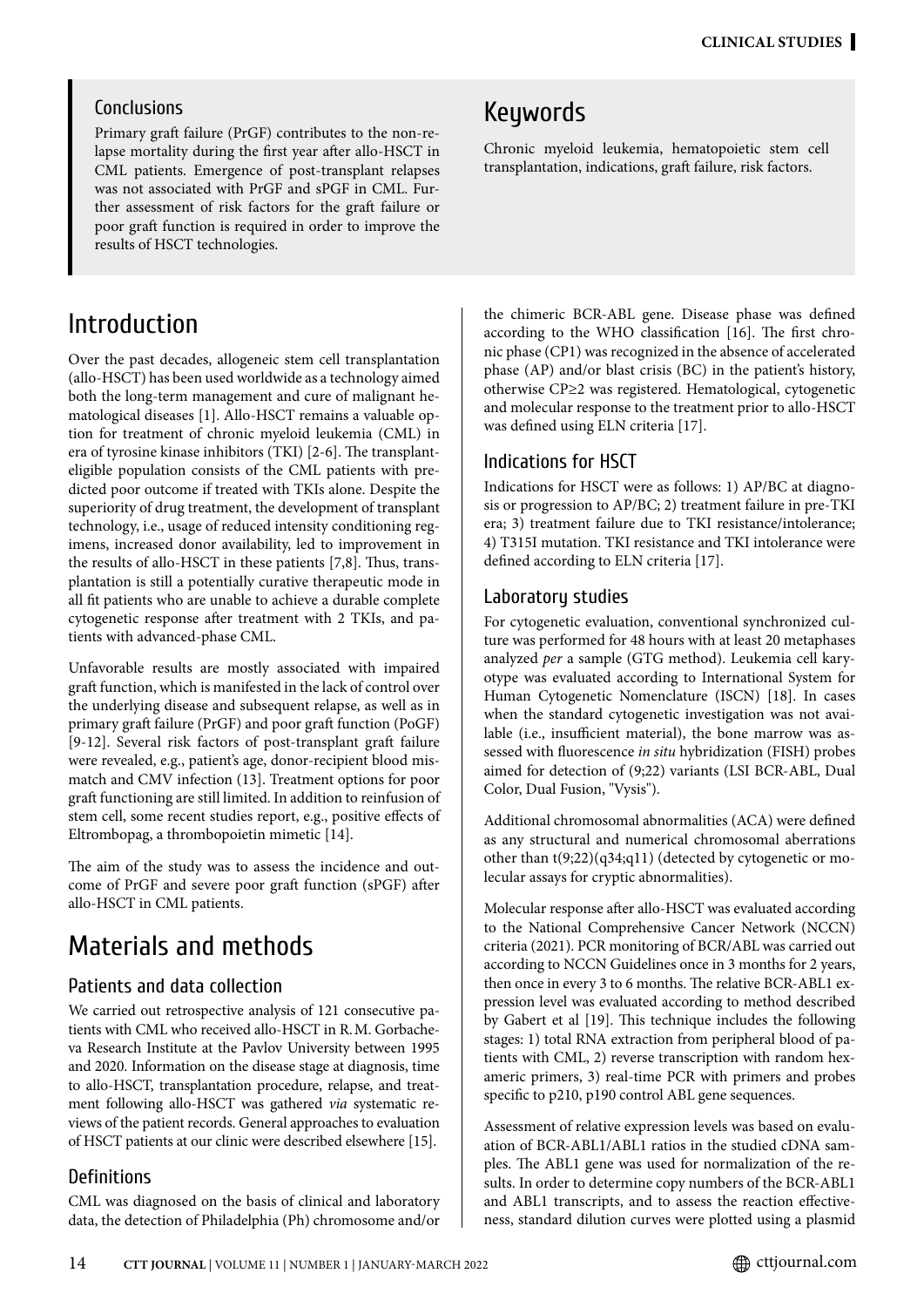## Conclusions

Primary graft failure (PrGF) contributes to the non-relapse mortality during the first year after allo-HSCT in CML patients. Emergence of post-transplant relapses was not associated with PrGF and sPGF in CML. Further assessment of risk factors for the graft failure or poor graft function is required in order to improve the results of HSCT technologies.

## Keywords

Chronic myeloid leukemia, hematopoietic stem cell transplantation, indications, graft failure, risk factors.

# Introduction

Over the past decades, allogeneic stem cell transplantation (allo-HSCT) has been used worldwide as a technology aimed both the long-term management and cure of malignant hematological diseases [1]. Allo-HSCT remains a valuable option for treatment of chronic myeloid leukemia (CML) in era of tyrosine kinase inhibitors (TKI) [2-6]. The transplant-eligible population consists of the CML patients with predicted poor outcome if treated with TKIs alone. Despite the superiority of drug treatment, the development of transplant technology, i.e., usage of reduced intensity conditioning regimens, increased donor availability, led to improvement in the results of allo-HSCT in these patients [7,8]. Thus, transplantation is still a potentially curative therapeutic mode in all fit patients who are unable to achieve a durable complete cytogenetic response after treatment with 2 TKIs, and patients with advanced-phase CML.

Unfavorable results are mostly associated with impaired graft function, which is manifested in the lack of control over the underlying disease and subsequent relapse, as well as in primary graft failure (PrGF) and poor graft function (PoGF) [9-12]. Several risk factors of post-transplant graft failure were revealed, e.g., patient's age, donor-recipient blood mismatch and CMV infection (13). Treatment options for poor graft functioning are still limited. In addition to reinfusion of stem cell, some recent studies report, e.g., positive effects of Eltrombopag, a thrombopoietin mimetic [14].

The aim of the study was to assess the incidence and outcome of PrGF and severe poor graft function (sPGF) after allo-HSCT in CML patients.

# Materials and methods

## Patients and data collection

We carried out retrospective analysis of 121 consecutive patients with CML who received allo-HSCT in R. M. Gorbacheva Research Institute at the Pavlov University between 1995 and 2020. Information on the disease stage at diagnosis, time to allo-HSCT, transplantation procedure, relapse, and treatment following allo-HSCT was gathered *via* systematic reviews of the patient records. General approaches to evaluation of HSCT patients at our clinic were described elsewhere [15].

## Definitions

CML was diagnosed on the basis of clinical and laboratory data, the detection of Philadelphia (Ph) chromosome and/or the chimeric BCR-ABL gene. Disease phase was defined according to the WHO classification [16]. The first chronic phase (CP1) was recognized in the absence of accelerated phase (AP) and/or blast crisis (BC) in the patient's history, otherwise CP≥2 was registered. Hematological, cytogenetic and molecular response to the treatment prior to allo-HSCT was defined using ELN criteria [17].

## Indications for HSCT

Indications for HSCT were as follows: 1) AP/BC at diagnosis or progression to AP/BC; 2) treatment failure in pre-TKI era; 3) treatment failure due to TKI resistance/intolerance; 4) T315I mutation. TKI resistance and TKI intolerance were defined according to ELN criteria [17].

## Laboratory studies

For cytogenetic evaluation, conventional synchronized culture was performed for 48 hours with at least 20 metaphases analyzed *per* a sample (GTG method). Leukemia cell karyotype was evaluated according to International System for Human Cytogenetic Nomenclature (ISCN) [18]. In cases when the standard cytogenetic investigation was not available (i.e., insufficient material), the bone marrow was assessed with fluorescence *in situ* hybridization (FISH) probes aimed for detection of (9;22) variants (LSI BCR-ABL, Dual Color, Dual Fusion, "Vysis").

Additional chromosomal abnormalities (ACA) were defined as any structural and numerical chromosomal aberrations other than t(9;22)(q34;q11) (detected by cytogenetic or molecular assays for cryptic abnormalities).

Molecular response after allo-HSCT was evaluated according to the National Comprehensive Cancer Network (NCCN) criteria (2021). PCR monitoring of BCR/ABL was carried out according to NCCN Guidelines once in 3 months for 2 years, then once in every 3 to 6 months. The relative BCR-ABL1 expression level was evaluated according to method described by Gabert et al [19]. This technique includes the following stages: 1) total RNA extraction from peripheral blood of patients with CML, 2) reverse transcription with random hexameric primers, 3) real-time PCR with primers and probes specific to p210, p190 control ABL gene sequences.

Assessment of relative expression levels was based on evaluation of BCR-ABL1/ABL1 ratios in the studied cDNA samples. The ABL1 gene was used for normalization of the results. In order to determine copy numbers of the BCR-ABL1 and ABL1 transcripts, and to assess the reaction effectiveness, standard dilution curves were plotted using a plasmid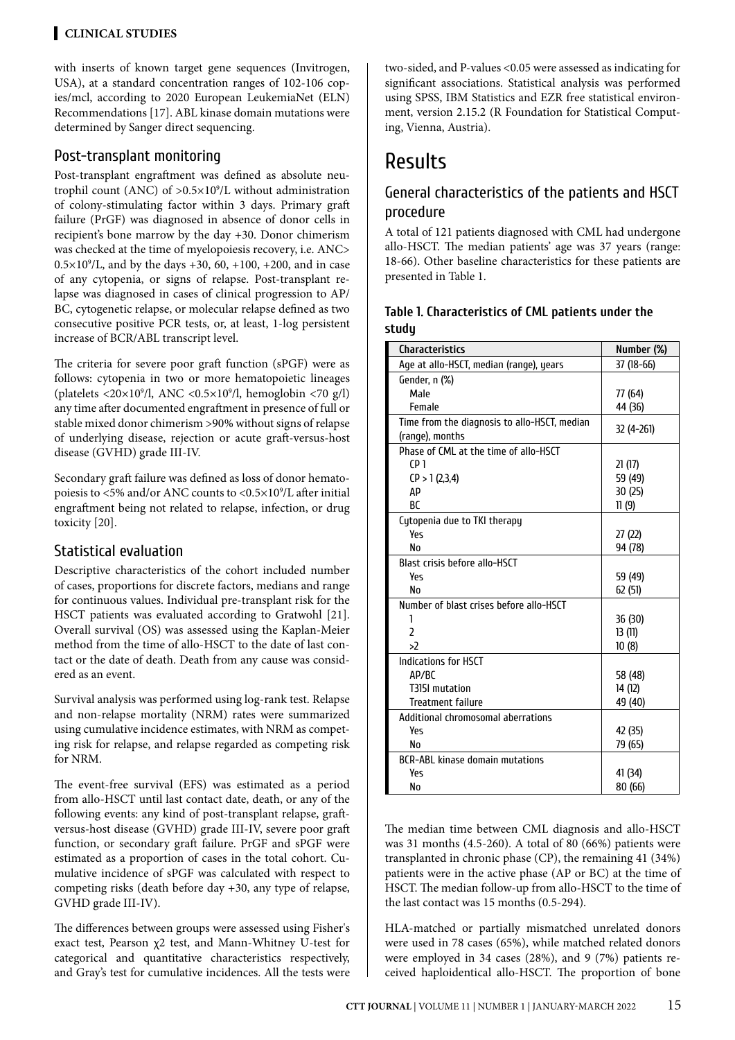with inserts of known target gene sequences (Invitrogen, USA), at a standard concentration ranges of 102-106 copies/mcl, according to 2020 European LeukemiaNet (ELN) Recommendations [17]. ABL kinase domain mutations were determined by Sanger direct sequencing.

## Post-transplant monitoring

Post-transplant engraftment was defined as absolute neutrophil count (ANC) of $>0.5\times10^9$/L without administration of colony-stimulating factor within 3 days. Primary graft failure (PrGF) was diagnosed in absence of donor cells in recipient's bone marrow by the day +30. Donor chimerism was checked at the time of myelopoiesis recovery, i.e. ANC> $0.5\times10^9$/L, and by the days +30, 60, +100, +200, and in case of any cytopenia, or signs of relapse. Post-transplant relapse was diagnosed in cases of clinical progression to AP/BC, cytogenetic relapse, or molecular relapse defined as two consecutive positive PCR tests, or, at least, 1-log persistent increase of BCR/ABL transcript level.

The criteria for severe poor graft function (sPGF) were as follows: cytopenia in two or more hematopoietic lineages (platelets $<20\times10^9$/l, ANC $<0.5\times10^9$/l, hemoglobin <70 g/l) any time after documented engraftment in presence of full or stable mixed donor chimerism >90% without signs of relapse of underlying disease, rejection or acute graft-versus-host disease (GVHD) grade III-IV.

Secondary graft failure was defined as loss of donor hematopoiesis to <5% and/or ANC counts to $<0.5\times10^9$/L after initial engraftment being not related to relapse, infection, or drug toxicity [20].

## Statistical evaluation

Descriptive characteristics of the cohort included number of cases, proportions for discrete factors, medians and range for continuous values. Individual pre-transplant risk for the HSCT patients was evaluated according to Gratwohl [21]. Overall survival (OS) was assessed using the Kaplan-Meier method from the time of allo-HSCT to the date of last contact or the date of death. Death from any cause was considered as an event.

Survival analysis was performed using log-rank test. Relapse and non-relapse mortality (NRM) rates were summarized using cumulative incidence estimates, with NRM as competing risk for relapse, and relapse regarded as competing risk for NRM.

The event-free survival (EFS) was estimated as a period from allo-HSCT until last contact date, death, or any of the following events: any kind of post-transplant relapse, graft-versus-host disease (GVHD) grade III-IV, severe poor graft function, or secondary graft failure. PrGF and sPGF were estimated as a proportion of cases in the total cohort. Cumulative incidence of sPGF was calculated with respect to competing risks (death before day +30, any type of relapse, GVHD grade III-IV).

The differences between groups were assessed using Fisher's exact test, Pearson $\chi2$ test, and Mann-Whitney U-test for categorical and quantitative characteristics respectively, and Gray's test for cumulative incidences. All the tests were two-sided, and P-values <0.05 were assessed as indicating for significant associations. Statistical analysis was performed using SPSS, IBM Statistics and EZR free statistical environment, version 2.15.2 (R Foundation for Statistical Computing, Vienna, Austria).

# Results

## General characteristics of the patients and HSCT procedure

A total of 121 patients diagnosed with CML had undergone allo-HSCT. The median patients' age was 37 years (range: 18-66). Other baseline characteristics for these patients are presented in Table 1.

**Table 1. Characteristics of CML patients under the study**

| Characteristics | Number (%) |
|---|---|
| Age at allo-HSCT, median (range), years | 37 (18-66) |
| Gender, n (%) | |
| Male | 77 (64) |
| Female | 44 (36) |
| Time from the diagnosis to allo-HSCT, median (range), months | 32 (4-261) |
| Phase of CML at the time of allo-HSCT | |
| CP 1 | 21 (17) |
| CP > 1 (2,3,4) | 59 (49) |
| AP | 30 (25) |
| BC | 11 (9) |
| Cytopenia due to TKI therapy | |
| Yes | 27 (22) |
| No | 94 (78) |
| Blast crisis before allo-HSCT | |
| Yes | 59 (49) |
| No | 62 (51) |
| Number of blast crises before allo-HSCT | |
| 1 | 36 (30) |
| 2 | 13 (11) |
| >2 | 10 (8) |
| Indications for HSCT | |
| AP/BC | 58 (48) |
| T315I mutation | 14 (12) |
| Treatment failure | 49 (40) |
| Additional chromosomal aberrations | |
| Yes | 42 (35) |
| No | 79 (65) |
| BCR-ABL kinase domain mutations | |
| Yes | 41 (34) |
| No | 80 (66) |

The median time between CML diagnosis and allo-HSCT was 31 months (4.5-260). A total of 80 (66%) patients were transplanted in chronic phase (CP), the remaining 41 (34%) patients were in the active phase (AP or BC) at the time of HSCT. The median follow-up from allo-HSCT to the time of the last contact was 15 months (0.5-294).

HLA-matched or partially mismatched unrelated donors were used in 78 cases (65%), while matched related donors were employed in 34 cases (28%), and 9 (7%) patients received haploidentical allo-HSCT. The proportion of bone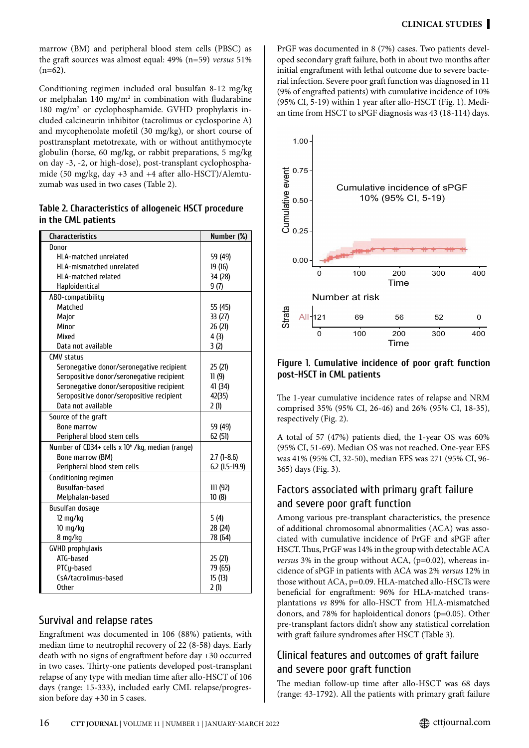marrow (BM) and peripheral blood stem cells (PBSC) as the graft sources was almost equal: 49% (n=59) *versus* 51% (n=62).

Conditioning regimen included oral busulfan 8-12 mg/kg or melphalan 140 mg/m² in combination with fludarabine 180 mg/m² or cyclophosphamide. GVHD prophylaxis included calcineurin inhibitor (tacrolimus or cyclosporine A) and mycophenolate mofetil (30 mg/kg), or short course of posttransplant metotrexate, with or without antithymocyte globulin (horse, 60 mg/kg, or rabbit preparations, 5 mg/kg on day -3, -2, or high-dose), post-transplant cyclophosphamide (50 mg/kg, day +3 and +4 after allo-HSCT)/Alemtuzumab was used in two cases (Table 2).

**Table 2. Characteristics of allogeneic HSCT procedure in the CML patients**

| Characteristics | Number (%) |
|---|---|
| Donor | |
| HLA-matched unrelated | 59 (49) |
| HLA-mismatched unrelated | 19 (16) |
| HLA-matched related | 34 (28) |
| Haploidentical | 9 (7) |
| ABO-compatibility | |
| Matched | 55 (45) |
| Major | 33 (27) |
| Minor | 26 (21) |
| Mixed | 4 (3) |
| Data not available | 3 (2) |
| CMV status | |
| Seronegative donor/seronegative recipient | 25 (21) |
| Seropositive donor/seronegative recipient | 11 (9) |
| Seronegative donor/seropositive recipient | 41 (34) |
| Seropositive donor/seropositive recipient | 42(35) |
| Data not available | 2 (1) |
| Source of the graft | |
| Bone marrow | 59 (49) |
| Peripheral blood stem cells | 62 (51) |
| Number of CD34+ cells x 10⁶ /kg, median (range) | |
| Bone marrow (BM) | 2.7 (1-8.6) |
| Peripheral blood stem cells | 6.2 (1.5-19.9) |
| Conditioning regimen | |
| Busulfan-based | 111 (92) |
| Melphalan-based | 10 (8) |
| Busulfan dosage | |
| 12 mg/kg | 5 (4) |
| 10 mg/kg | 28 (24) |
| 8 mg/kg | 78 (64) |
| GVHD prophylaxis | |
| ATG-based | 25 (21) |
| PTCy-based | 79 (65) |
| CsA/tacrolimus-based | 15 (13) |
| Other | 2 (1) |

## Survival and relapse rates

Engraftment was documented in 106 (88%) patients, with median time to neutrophil recovery of 22 (8-58) days. Early death with no signs of engraftment before day +30 occurred in two cases. Thirty-one patients developed post-transplant relapse of any type with median time after allo-HSCT of 106 days (range: 15-333), included early CML relapse/progression before day +30 in 5 cases.

PrGF was documented in 8 (7%) cases. Two patients developed secondary graft failure, both in about two months after initial engraftment with lethal outcome due to severe bacterial infection. Severe poor graft function was diagnosed in 11 (9% of engrafted patients) with cumulative incidence of 10% (95% CI, 5-19) within 1 year after allo-HSCT (Fig. 1). Median time from HSCT to sPGF diagnosis was 43 (18-114) days.

**Figure 1. Cumulative incidence of poor graft function post-HSCT in CML patients**

The 1-year cumulative incidence rates of relapse and NRM comprised 35% (95% CI, 26-46) and 26% (95% CI, 18-35), respectively (Fig. 2).

A total of 57 (47%) patients died, the 1-year OS was 60% (95% CI, 51-69). Median OS was not reached. One-year EFS was 41% (95% CI, 32-50), median EFS was 271 (95% CI, 96-365) days (Fig. 3).

## Factors associated with primary graft failure and severe poor graft function

Among various pre-transplant characteristics, the presence of additional chromosomal abnormalities (ACA) was associated with cumulative incidence of PrGF and sPGF after HSCT. Thus, PrGF was 14% in the group with detectable ACA *versus* 3% in the group without ACA, (p=0.02), whereas incidence of sPGF in patients with ACA was 2% *versus* 12% in those without ACA, p=0.09. HLA-matched allo-HSCTs were beneficial for engraftment: 96% for HLA-matched transplantations *vs* 89% for allo-HSCT from HLA-mismatched donors, and 78% for haploidentical donors (p=0.05). Other pre-transplant factors didn't show any statistical correlation with graft failure syndromes after HSCT (Table 3).

## Clinical features and outcomes of graft failure and severe poor graft function

The median follow-up time after allo-HSCT was 68 days (range: 43-1792). All the patients with primary graft failure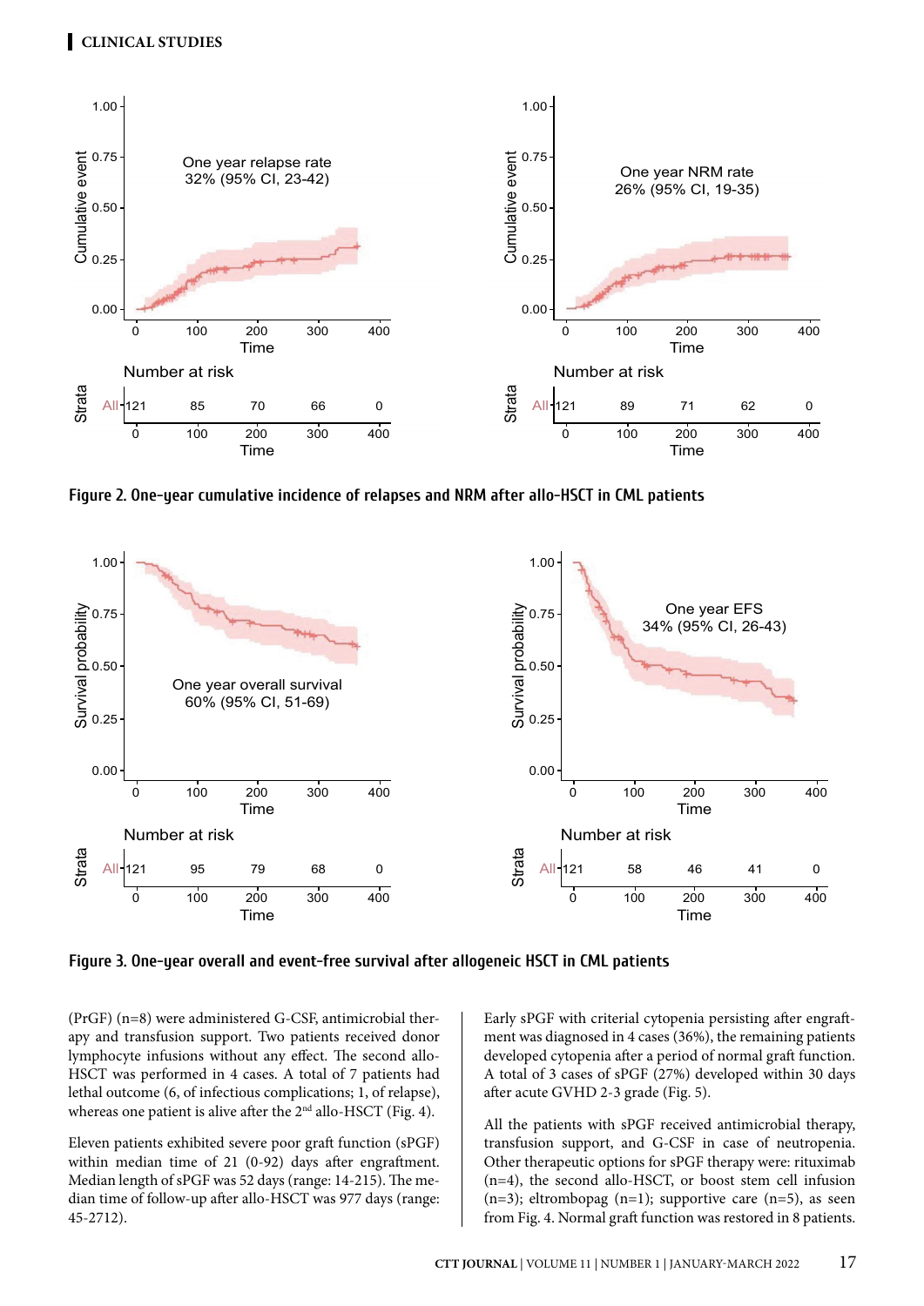**Figure 2. One-year cumulative incidence of relapses and NRM after allo-HSCT in CML patients**

**Figure 3. One-year overall and event-free survival after allogeneic HSCT in CML patients**

(PrGF) (n=8) were administered G-CSF, antimicrobial therapy and transfusion support. Two patients received donor lymphocyte infusions without any effect. The second allo-HSCT was performed in 4 cases. A total of 7 patients had lethal outcome (6, of infectious complications; 1, of relapse), whereas one patient is alive after the 2[nd] allo-HSCT (Fig. 4).

Eleven patients exhibited severe poor graft function (sPGF) within median time of 21 (0-92) days after engraftment. Median length of sPGF was 52 days (range: 14-215). The median time of follow-up after allo-HSCT was 977 days (range: 45-2712).

Early sPGF with criterial cytopenia persisting after engraftment was diagnosed in 4 cases (36%), the remaining patients developed cytopenia after a period of normal graft function. A total of 3 cases of sPGF (27%) developed within 30 days after acute GVHD 2-3 grade (Fig. 5).

All the patients with sPGF received antimicrobial therapy, transfusion support, and G-CSF in case of neutropenia. Other therapeutic options for sPGF therapy were: rituximab (n=4), the second allo-HSCT, or boost stem cell infusion (n=3); eltrombopag (n=1); supportive care (n=5), as seen from Fig. 4. Normal graft function was restored in 8 patients.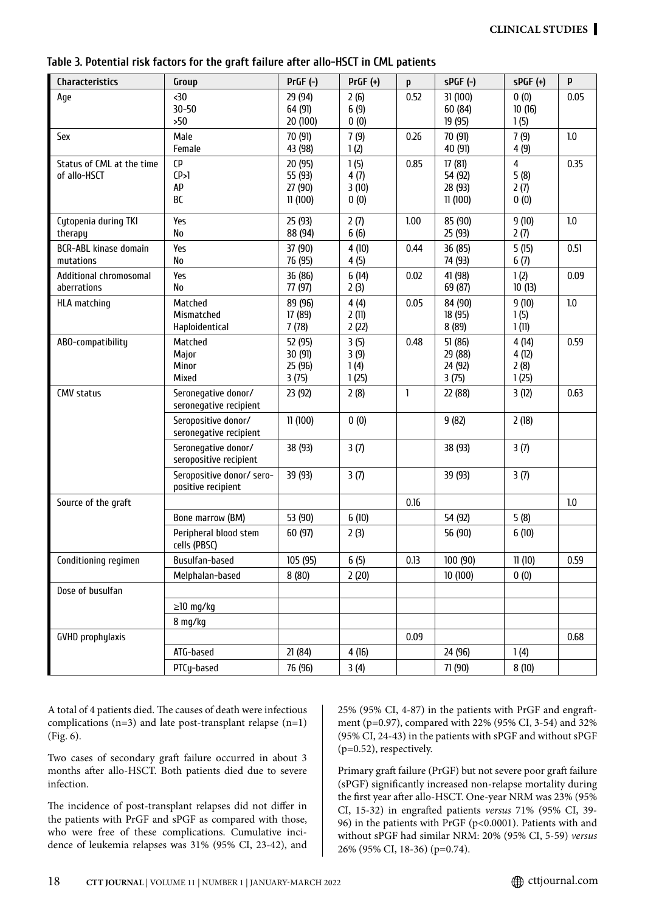**Table 3. Potential risk factors for the graft failure after allo-HSCT in CML patients**

| Characteristics | Group | PrGF (-) | PrGF (+) | p | sPGF (-) | sPGF (+) | P |
|---|---|---|---|---|---|---|---|
| Age | <30<br>30-50<br>>50 | 29 (94)<br>64 (91)<br>20 (100) | 2 (6)<br>6 (9)<br>0 (0) | 0.52 | 31 (100)<br>60 (84)<br>19 (95) | 0 (0)<br>10 (16)<br>1 (5) | 0.05 |
| Sex | Male<br>Female | 70 (91)<br>43 (98) | 7 (9)<br>1 (2) | 0.26 | 70 (91)<br>40 (91) | 7 (9)<br>4 (9) | 1.0 |
| Status of CML at the time of allo-HSCT | CP<br>CP>1<br>AP<br>BC | 20 (95)<br>55 (93)<br>27 (90)<br>11 (100) | 1 (5)<br>4 (7)<br>3 (10)<br>0 (0) | 0.85 | 17 (81)<br>54 (92)<br>28 (93)<br>11 (100) | 4<br>5 (8)<br>2 (7)<br>0 (0) | 0.35 |
| Cytopenia during TKI therapy | Yes<br>No | 25 (93)<br>88 (94) | 2 (7)<br>6 (6) | 1.00 | 85 (90)<br>25 (93) | 9 (10)<br>2 (7) | 1.0 |
| BCR-ABL kinase domain mutations | Yes<br>No | 37 (90)<br>76 (95) | 4 (10)<br>4 (5) | 0.44 | 36 (85)<br>74 (93) | 5 (15)<br>6 (7) | 0.51 |
| Additional chromosomal aberrations | Yes<br>No | 36 (86)<br>77 (97) | 6 (14)<br>2 (3) | 0.02 | 41 (98)<br>69 (87) | 1 (2)<br>10 (13) | 0.09 |
| HLA matching | Matched<br>Mismatched<br>Haploidentical | 89 (96)<br>17 (89)<br>7 (78) | 4 (4)<br>2 (11)<br>2 (22) | 0.05 | 84 (90)<br>18 (95)<br>8 (89) | 9 (10)<br>1 (5)<br>1 (11) | 1.0 |
| ABO-compatibility | Matched<br>Major<br>Minor<br>Mixed | 52 (95)<br>30 (91)<br>25 (96)<br>3 (75) | 3 (5)<br>3 (9)<br>1 (4)<br>1 (25) | 0.48 | 51 (86)<br>29 (88)<br>24 (92)<br>3 (75) | 4 (14)<br>4 (12)<br>2 (8)<br>1 (25) | 0.59 |
| CMV status | Seronegative donor/ seronegative recipient | 23 (92) | 2 (8) | 1 | 22 (88) | 3 (12) | 0.63 |
| | Seropositive donor/ seronegative recipient | 11 (100) | 0 (0) | | 9 (82) | 2 (18) | |
| | Seronegative donor/ seropositive recipient | 38 (93) | 3 (7) | | 38 (93) | 3 (7) | |
| | Seropositive donor/ seropositive recipient | 39 (93) | 3 (7) | | 39 (93) | 3 (7) | |
| Source of the graft | | | | 0.16 | | | 1.0 |
| | Bone marrow (BM) | 53 (90) | 6 (10) | | 54 (92) | 5 (8) | |
| | Peripheral blood stem cells (PBSC) | 60 (97) | 2 (3) | | 56 (90) | 6 (10) | |
| Conditioning regimen | Busulfan-based | 105 (95) | 6 (5) | 0.13 | 100 (90) | 11 (10) | 0.59 |
| | Melphalan-based | 8 (80) | 2 (20) | | 10 (100) | 0 (0) | |
| Dose of busulfan | | | | | | | |
| | ≥10 mg/kg | | | | | | |
| | 8 mg/kg | | | | | | |
| GVHD prophylaxis | | | | 0.09 | | | 0.68 |
| | ATG-based | 21 (84) | 4 (16) | | 24 (96) | 1 (4) | |
| | PTCy-based | 76 (96) | 3 (4) | | 71 (90) | 8 (10) | |

A total of 4 patients died. The causes of death were infectious complications (n=3) and late post-transplant relapse (n=1) (Fig. 6).

Two cases of secondary graft failure occurred in about 3 months after allo-HSCT. Both patients died due to severe infection.

The incidence of post-transplant relapses did not differ in the patients with PrGF and sPGF as compared with those, who were free of these complications. Cumulative incidence of leukemia relapses was 31% (95% CI, 23-42), and 25% (95% CI, 4-87) in the patients with PrGF and engraftment (p=0.97), compared with 22% (95% CI, 3-54) and 32% (95% CI, 24-43) in the patients with sPGF and without sPGF (p=0.52), respectively.

Primary graft failure (PrGF) but not severe poor graft failure (sPGF) significantly increased non-relapse mortality during the first year after allo-HSCT. One-year NRM was 23% (95% CI, 15-32) in engrafted patients *versus* 71% (95% CI, 39-96) in the patients with PrGF (p<0.0001). Patients with and without sPGF had similar NRM: 20% (95% CI, 5-59) *versus* 26% (95% CI, 18-36) (p=0.74).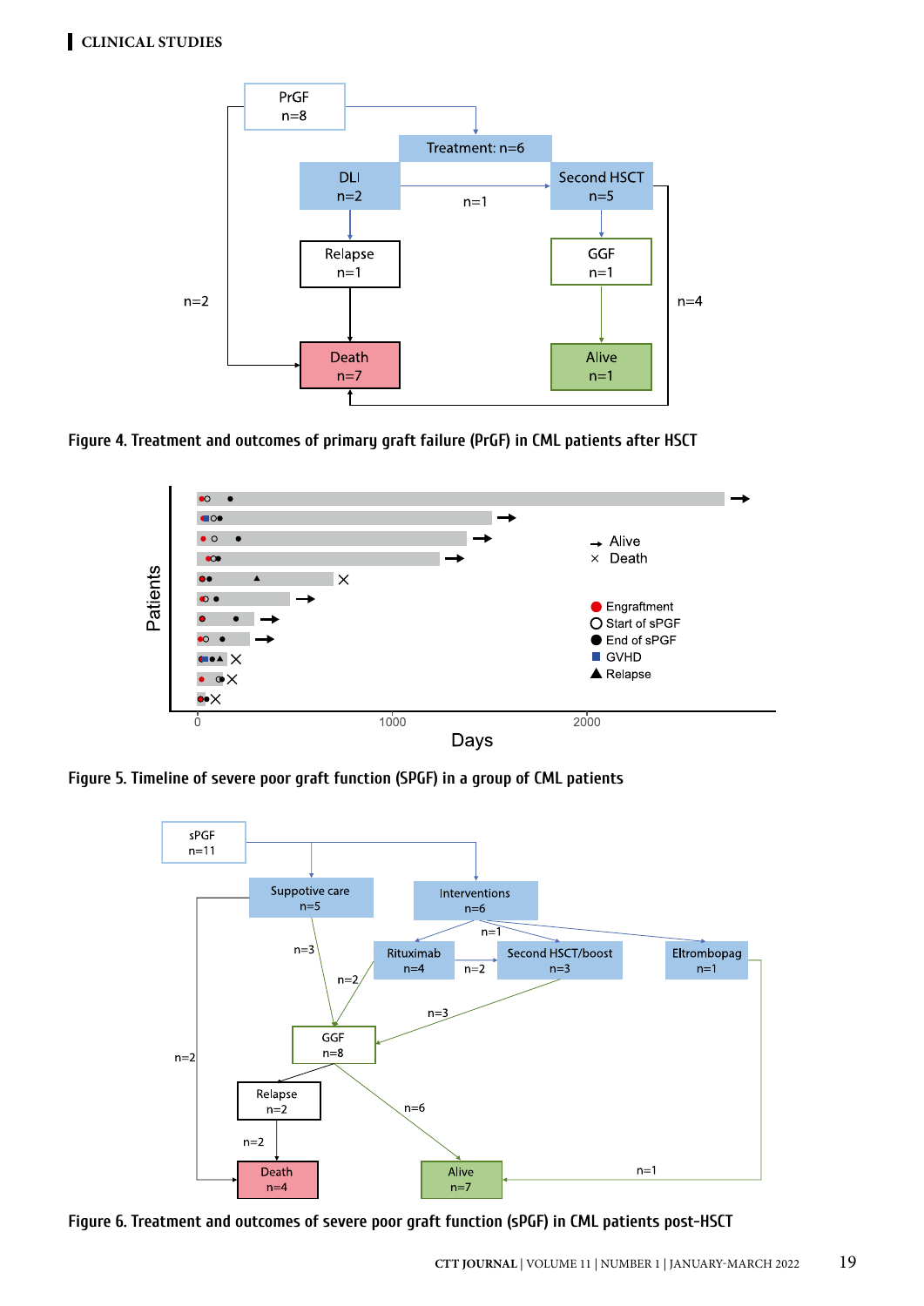Figure 4. Treatment and outcomes of primary graft failure (PrGF) in CML patients after HSCT

Figure 5. Timeline of severe poor graft function (SPGF) in a group of CML patients

Figure 6. Treatment and outcomes of severe poor graft function (sPGF) in CML patients post-HSCT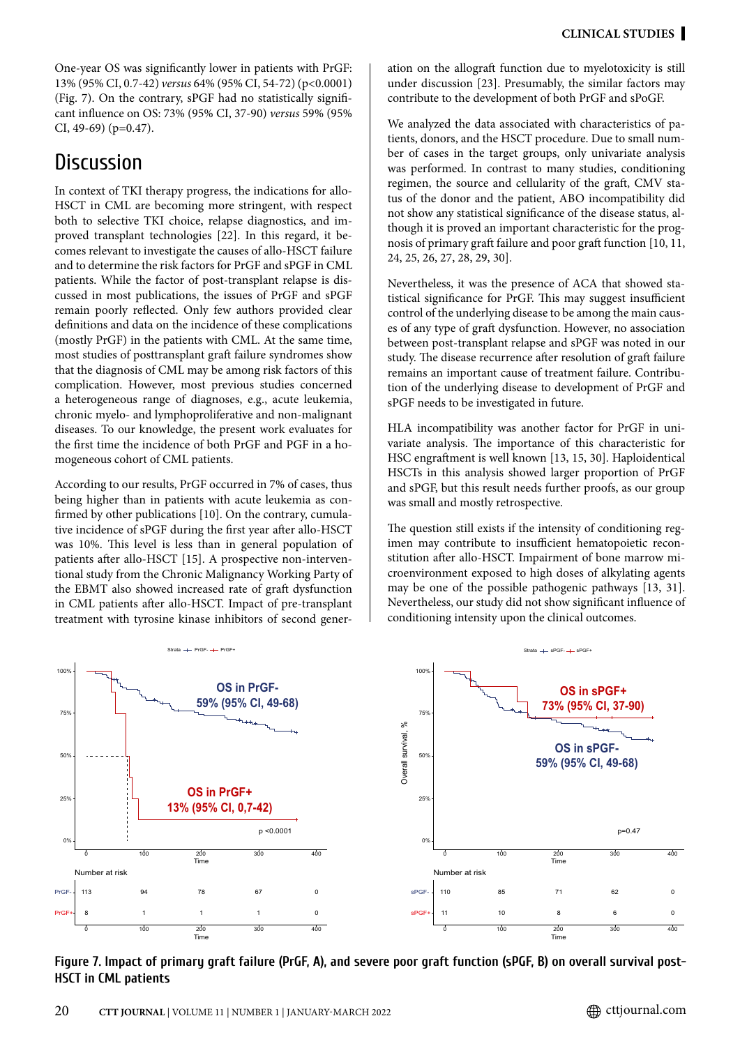One-year OS was significantly lower in patients with PrGF: 13% (95% CI, 0.7-42) *versus* 64% (95% CI, 54-72) (p<0.0001) (Fig. 7). On the contrary, sPGF had no statistically significant influence on OS: 73% (95% CI, 37-90) *versus* 59% (95% CI, 49-69) (p=0.47).

## Discussion

In context of TKI therapy progress, the indications for allo-HSCT in CML are becoming more stringent, with respect both to selective TKI choice, relapse diagnostics, and improved transplant technologies [22]. In this regard, it becomes relevant to investigate the causes of allo-HSCT failure and to determine the risk factors for PrGF and sPGF in CML patients. While the factor of post-transplant relapse is discussed in most publications, the issues of PrGF and sPGF remain poorly reflected. Only few authors provided clear definitions and data on the incidence of these complications (mostly PrGF) in the patients with CML. At the same time, most studies of posttransplant graft failure syndromes show that the diagnosis of CML may be among risk factors of this complication. However, most previous studies concerned a heterogeneous range of diagnoses, e.g., acute leukemia, chronic myelo- and lymphoproliferative and non-malignant diseases. To our knowledge, the present work evaluates for the first time the incidence of both PrGF and PGF in a homogeneous cohort of CML patients.

According to our results, PrGF occurred in 7% of cases, thus being higher than in patients with acute leukemia as confirmed by other publications [10]. On the contrary, cumulative incidence of sPGF during the first year after allo-HSCT was 10%. This level is less than in general population of patients after allo-HSCT [15]. A prospective non-interventional study from the Chronic Malignancy Working Party of the EBMT also showed increased rate of graft dysfunction in CML patients after allo-HSCT. Impact of pre-transplant treatment with tyrosine kinase inhibitors of second generation on the allograft function due to myelotoxicity is still under discussion [23]. Presumably, the similar factors may contribute to the development of both PrGF and sPoGF.

We analyzed the data associated with characteristics of patients, donors, and the HSCT procedure. Due to small number of cases in the target groups, only univariate analysis was performed. In contrast to many studies, conditioning regimen, the source and cellularity of the graft, CMV status of the donor and the patient, ABO incompatibility did not show any statistical significance of the disease status, although it is proved an important characteristic for the prognosis of primary graft failure and poor graft function [10, 11, 24, 25, 26, 27, 28, 29, 30].

Nevertheless, it was the presence of ACA that showed statistical significance for PrGF. This may suggest insufficient control of the underlying disease to be among the main causes of any type of graft dysfunction. However, no association between post-transplant relapse and sPGF was noted in our study. The disease recurrence after resolution of graft failure remains an important cause of treatment failure. Contribution of the underlying disease to development of PrGF and sPGF needs to be investigated in future.

HLA incompatibility was another factor for PrGF in univariate analysis. The importance of this characteristic for HSC engraftment is well known [13, 15, 30]. Haploidentical HSCTs in this analysis showed larger proportion of PrGF and sPGF, but this result needs further proofs, as our group was small and mostly retrospective.

The question still exists if the intensity of conditioning regimen may contribute to insufficient hematopoietic reconstitution after allo-HSCT. Impairment of bone marrow microenvironment exposed to high doses of alkylating agents may be one of the possible pathogenic pathways [13, 31]. Nevertheless, our study did not show significant influence of conditioning intensity upon the clinical outcomes.

**Figure 7. Impact of primary graft failure (PrGF, A), and severe poor graft function (sPGF, B) on overall survival post-HSCT in CML patients**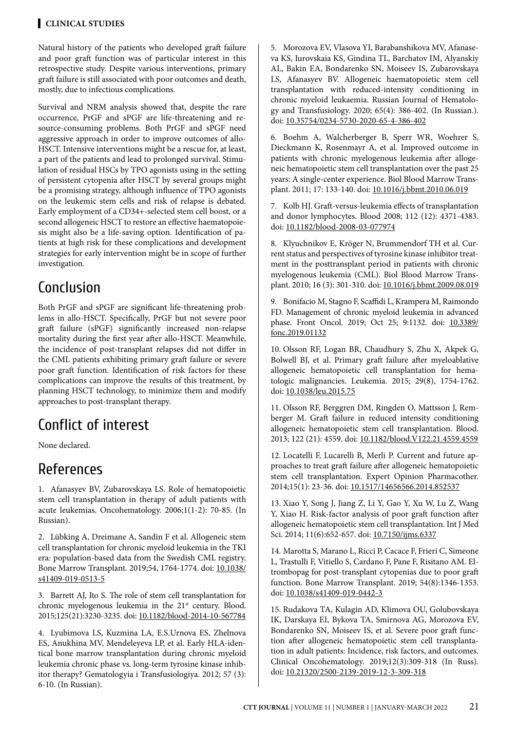Natural history of the patients who developed graft failure and poor graft function was of particular interest in this retrospective study. Despite various interventions, primary graft failure is still associated with poor outcomes and death, mostly, due to infectious complications.

Survival and NRM analysis showed that, despite the rare occurrence, PrGF and sPGF are life-threatening and resource-consuming problems. Both PrGF and sPGF need aggressive approach in order to improve outcomes of allo-HSCT. Intensive interventions might be a rescue for, at least, a part of the patients and lead to prolonged survival. Stimulation of residual HSCs by TPO agonists using in the setting of persistent cytopenia after HSCT by several groups might be a promising strategy, although influence of TPO agonists on the leukemic stem cells and risk of relapse is debated. Early employment of a CD34+-selected stem cell boost, or a second allogeneic HSCT to restore an effective haematopoiesis might also be a life-saving option. Identification of patients at high risk for these complications and development strategies for early intervention might be in scope of further investigation.

## Conclusion

Both PrGF and sPGF are significant life-threatening problems in allo-HSCT. Specifically, PrGF but not severe poor graft failure (sPGF) significantly increased non-relapse mortality during the first year after allo-HSCT. Meanwhile, the incidence of post-transplant relapses did not differ in the CML patients exhibiting primary graft failure or severe poor graft function. Identification of risk factors for these complications can improve the results of this treatment, by planning HSCT technology, to minimize them and modify approaches to post-transplant therapy.

## Conflict of interest

None declared.

## References

1. Afanasyev BV, Zubarovskaya LS. Role of hematopoietic stem cell transplantation in therapy of adult patients with acute leukemias. Oncohematology. 2006;1(1-2): 70-85. (In Russian).

2. Lübking A, Dreimane A, Sandin F et al. Allogeneic stem cell transplantation for chronic myeloid leukemia in the TKI era: population-based data from the Swedish CML registry. Bone Marrow Transplant. 2019;54, 1764-1774. doi: 10.1038/s41409-019-0513-5

3. Barrett AJ, Ito S. The role of stem cell transplantation for chronic myelogenous leukemia in the 21st century. Blood. 2015;125(21):3230-3235. doi: 10.1182/blood-2014-10-567784

4. Lyubimova LS, Kuzmina LA, E.S.Urnova ES, Zhelnova ES, Anukhina MV, Mendeleyeva LP, et al. Early HLA-identical bone marrow transplantation during chronic myeloid leukemia chronic phase vs. long-term tyrosine kinase inhibitor therapy? Gematologyia i Transfusiologiya. 2012; 57 (3): 6-10. (In Russian).

5. Morozova EV, Vlasova YI, Barabanshikova MV, Afanaseva KS, Iurovskaia KS, Gindina TL, Barchatov IM, Alyanskiy AL, Bakin EA, Bondarenko SN, Moiseev IS, Zubarovskaya LS, Afanasyev BV. Allogeneic haematopoietic stem cell transplantation with reduced-intensity conditioning in chronic myeloid leukaemia. Russian Journal of Hematology and Transfusiology. 2020; 65(4): 386-402. (In Russian.). doi: 10.35754/0234-5730-2020-65-4-386-402

6. Boehm A, Walcherberger B, Sperr WR, Woehrer S, Dieckmann K, Rosenmayr A, et al. Improved outcome in patients with chronic myelogenous leukemia after allogeneic hematopoietic stem cell transplantation over the past 25 years: A single-center experience. Biol Blood Marrow Transplant. 2011; 17: 133-140. doi: 10.1016/j.bbmt.2010.06.019

7. Kolb HJ. Graft-versus-leukemia effects of transplantation and donor lymphocytes. Blood 2008; 112 (12): 4371-4383. doi: 10.1182/blood-2008-03-077974

8. Klyuchnikov E, Kröger N, Brummendorf TH et al. Current status and perspectives of tyrosine kinase inhibitor treatment in the posttransplant period in patients with chronic myelogenous leukemia (CML). Biol Blood Marrow Transplant. 2010; 16 (3): 301-310. doi: 10.1016/j.bbmt.2009.08.019

9. Bonifacio M, Stagno F, Scaffidi L, Krampera M, Raimondo FD. Management of chronic myeloid leukemia in advanced phase. Front Oncol. 2019; Oct 25; 9:1132. doi: 10.3389/fonc.2019.01132

10. Olsson RF, Logan BR, Chaudhury S, Zhu X, Akpek G, Bolwell BJ, et al. Primary graft failure after myeloablative allogeneic hematopoietic cell transplantation for hematologic malignancies. Leukemia. 2015; 29(8), 1754-1762. doi: 10.1038/leu.2015.75

11. Olsson RF, Berggren DM, Ringden O, Mattsson J, Remberger M. Graft failure in reduced intensity conditioning allogeneic hematopoietic stem cell transplantation. Blood. 2013; 122 (21): 4559. doi: 10.1182/blood.V122.21.4559.4559

12. Locatelli F, Lucarelli B, Merli P. Current and future approaches to treat graft failure after allogeneic hematopoietic stem cell transplantation. Expert Opinion Pharmacother. 2014;15(1): 23-36. doi: 10.1517/14656566.2014.852537

13. Xiao Y, Song J, Jiang Z, Li Y, Gao Y, Xu W, Lu Z, Wang Y, Xiao H. Risk-factor analysis of poor graft function after allogeneic hematopoietic stem cell transplantation. Int J Med Sci. 2014; 11(6):652-657. doi: 10.7150/ijms.6337

14. Marotta S, Marano L, Ricci P, Cacace F, Frieri C, Simeone L, Trastulli F, Vitiello S, Cardano F, Pane F, Risitano AM. Eltrombopag for post-transplant cytopenias due to poor graft function. Bone Marrow Transplant. 2019; 54(8):1346-1353. doi: 10.1038/s41409-019-0442-3

15. Rudakova TA, Kulagin AD, Klimova OU, Golubovskaya IK, Darskaya EI, Bykova TA, Smirnova AG, Morozova EV, Bondarenko SN, Moiseev IS, et al. Severe poor graft function after allogeneic hematopoietic stem cell transplantation in adult patients: Incidence, risk factors, and outcomes. Clinical Oncohematology. 2019;12(3):309-318 (In Russ). doi: 10.21320/2500-2139-2019-12-3-309-318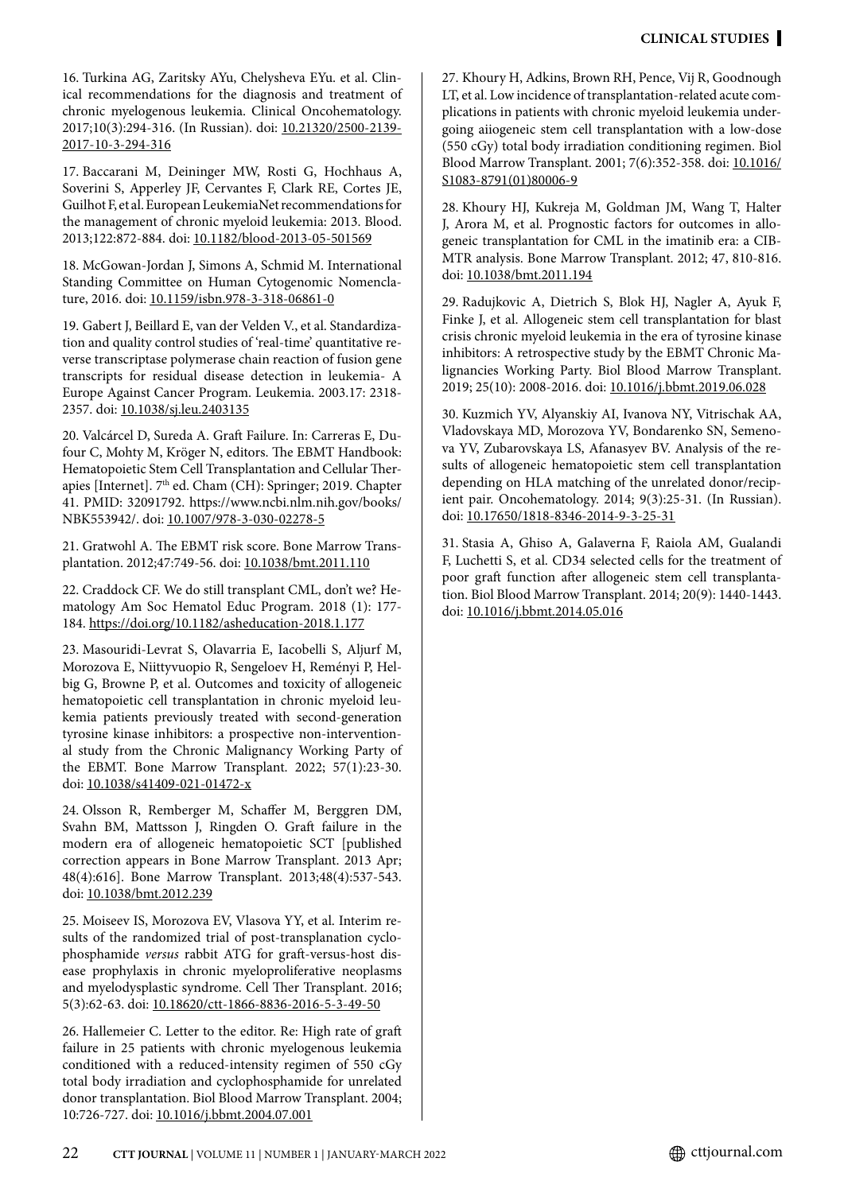16. Turkina AG, Zaritsky AYu, Chelysheva EYu. et al. Clinical recommendations for the diagnosis and treatment of chronic myelogenous leukemia. Clinical Oncohematology. 2017;10(3):294-316. (In Russian). doi: 10.21320/2500-2139-2017-10-3-294-316

17. Baccarani M, Deininger MW, Rosti G, Hochhaus A, Soverini S, Apperley JF, Cervantes F, Clark RE, Cortes JE, Guilhot F, et al. European LeukemiaNet recommendations for the management of chronic myeloid leukemia: 2013. Blood. 2013;122:872-884. doi: 10.1182/blood-2013-05-501569

18. McGowan-Jordan J, Simons A, Schmid M. International Standing Committee on Human Cytogenomic Nomenclature, 2016. doi: 10.1159/isbn.978-3-318-06861-0

19. Gabert J, Beillard E, van der Velden V., et al. Standardization and quality control studies of 'real-time' quantitative reverse transcriptase polymerase chain reaction of fusion gene transcripts for residual disease detection in leukemia- A Europe Against Cancer Program. Leukemia. 2003.17: 2318-2357. doi: 10.1038/sj.leu.2403135

20. Valcárcel D, Sureda A. Graft Failure. In: Carreras E, Dufour C, Mohty M, Kröger N, editors. The EBMT Handbook: Hematopoietic Stem Cell Transplantation and Cellular Therapies [Internet]. 7th ed. Cham (CH): Springer; 2019. Chapter 41. PMID: 32091792. https://www.ncbi.nlm.nih.gov/books/NBK553942/. doi: 10.1007/978-3-030-02278-5

21. Gratwohl A. The EBMT risk score. Bone Marrow Transplantation. 2012;47:749-56. doi: 10.1038/bmt.2011.110

22. Craddock CF. We do still transplant CML, don't we? Hematology Am Soc Hematol Educ Program. 2018 (1): 177-184. https://doi.org/10.1182/asheducation-2018.1.177

23. Masouridi-Levrat S, Olavarria E, Iacobelli S, Aljurf M, Morozova E, Niittyvuopio R, Sengeloev H, Reményi P, Helbig G, Browne P, et al. Outcomes and toxicity of allogeneic hematopoietic cell transplantation in chronic myeloid leukemia patients previously treated with second-generation tyrosine kinase inhibitors: a prospective non-interventional study from the Chronic Malignancy Working Party of the EBMT. Bone Marrow Transplant. 2022; 57(1):23-30. doi: 10.1038/s41409-021-01472-x

24. Olsson R, Remberger M, Schaffer M, Berggren DM, Svahn BM, Mattsson J, Ringden O. Graft failure in the modern era of allogeneic hematopoietic SCT [published correction appears in Bone Marrow Transplant. 2013 Apr; 48(4):616]. Bone Marrow Transplant. 2013;48(4):537-543. doi: 10.1038/bmt.2012.239

25. Moiseev IS, Morozova EV, Vlasova YY, et al. Interim results of the randomized trial of post-transplanation cyclophosphamide *versus* rabbit ATG for graft-versus-host disease prophylaxis in chronic myeloproliferative neoplasms and myelodysplastic syndrome. Cell Ther Transplant. 2016; 5(3):62-63. doi: 10.18620/ctt-1866-8836-2016-5-3-49-50

26. Hallemeier C. Letter to the editor. Re: High rate of graft failure in 25 patients with chronic myelogenous leukemia conditioned with a reduced-intensity regimen of 550 cGy total body irradiation and cyclophosphamide for unrelated donor transplantation. Biol Blood Marrow Transplant. 2004; 10:726-727. doi: 10.1016/j.bbmt.2004.07.001

27. Khoury H, Adkins, Brown RH, Pence, Vij R, Goodnough LT, et al. Low incidence of transplantation-related acute complications in patients with chronic myeloid leukemia undergoing aiiogeneic stem cell transplantation with a low-dose (550 cGy) total body irradiation conditioning regimen. Biol Blood Marrow Transplant. 2001; 7(6):352-358. doi: 10.1016/S1083-8791(01)80006-9

28. Khoury HJ, Kukreja M, Goldman JM, Wang T, Halter J, Arora M, et al. Prognostic factors for outcomes in allogeneic transplantation for CML in the imatinib era: a CIBMTR analysis. Bone Marrow Transplant. 2012; 47, 810-816. doi: 10.1038/bmt.2011.194

29. Radujkovic A, Dietrich S, Blok HJ, Nagler A, Ayuk F, Finke J, et al. Allogeneic stem cell transplantation for blast crisis chronic myeloid leukemia in the era of tyrosine kinase inhibitors: A retrospective study by the EBMT Chronic Malignancies Working Party. Biol Blood Marrow Transplant. 2019; 25(10): 2008-2016. doi: 10.1016/j.bbmt.2019.06.028

30. Kuzmich YV, Alyanskiy AI, Ivanova NY, Vitrischak AA, Vladovskaya MD, Morozova YV, Bondarenko SN, Semenova YV, Zubarovskaya LS, Afanasyev BV. Analysis of the results of allogeneic hematopoietic stem cell transplantation depending on HLA matching of the unrelated donor/recipient pair. Oncohematology. 2014; 9(3):25-31. (In Russian). doi: 10.17650/1818-8346-2014-9-3-25-31

31. Stasia A, Ghiso A, Galaverna F, Raiola AM, Gualandi F, Luchetti S, et al. CD34 selected cells for the treatment of poor graft function after allogeneic stem cell transplantation. Biol Blood Marrow Transplant. 2014; 20(9): 1440-1443. doi: 10.1016/j.bbmt.2014.05.016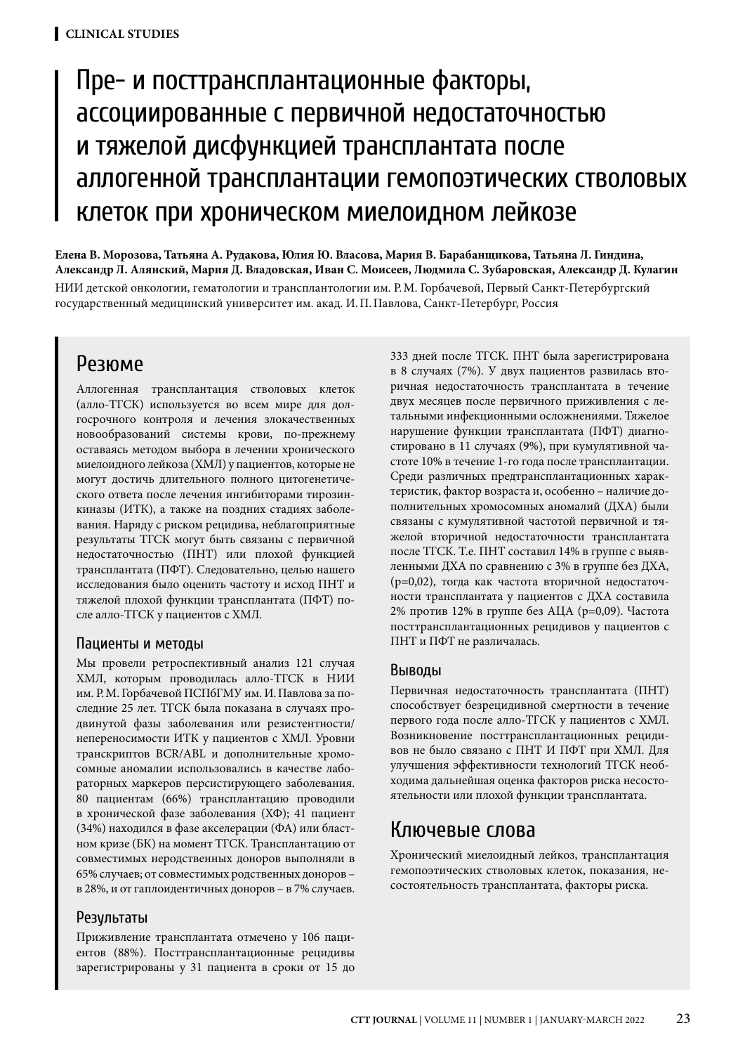CLINICAL STUDIES

# Пре- и посттрансплантационные факторы, ассоциированные с первичной недостаточностью и тяжелой дисфункцией трансплантата после аллогенной трансплантации гемопоэтических стволовых клеток при хроническом миелоидном лейкозе

**Елена В. Морозова, Татьяна А. Рудакова, Юлия Ю. Власова, Мария В. Барабанщикова, Татьяна Л. Гиндина, Александр Л. Алянский, Мария Д. Владовская, Иван С. Моисеев, Людмила С. Зубаровская, Александр Д. Кулагин**

НИИ детской онкологии, гематологии и трансплантологии им. Р. М. Горбачевой, Первый Санкт-Петербургский государственный медицинский университет им. акад. И. П. Павлова, Санкт-Петербург, Россия

## Резюме

Аллогенная трансплантация стволовых клеток (алло-ТГСК) используется во всем мире для долгосрочного контроля и лечения злокачественных новообразований системы крови, по-прежнему оставаясь методом выбора в лечении хронического миелоидного лейкоза (ХМЛ) у пациентов, которые не могут достичь длительного полного цитогенетического ответа после лечения ингибиторами тирозинкиназы (ИТК), а также на поздних стадиях заболевания. Наряду с риском рецидива, неблагоприятные результаты ТГСК могут быть связаны с первичной недостаточностью (ПНТ) или плохой функцией трансплантата (ПФТ). Следовательно, целью нашего исследования было оценить частоту и исход ПНТ и тяжелой плохой функции трансплантата (ПФТ) после алло-ТГСК у пациентов с ХМЛ.

### Пациенты и методы

Мы провели ретроспективный анализ 121 случая ХМЛ, которым проводилась алло-ТГСК в НИИ им. Р. М. Горбачевой ПСПбГМУ им. И. Павлова за последние 25 лет. ТГСК была показана в случаях продвинутой фазы заболевания или резистентности/непереносимости ИТК у пациентов с ХМЛ. Уровни транскриптов BCR/ABL и дополнительные хромосомные аномалии использовались в качестве лабораторных маркеров персистирующего заболевания. 80 пациентам (66%) трансплантацию проводили в хронической фазе заболевания (ХФ); 41 пациент (34%) находился в фазе акселерации (ФА) или бластном кризе (БК) на момент ТГСК. Трансплантацию от совместимых неродственных доноров выполняли в 65% случаев; от совместимых родственных доноров – в 28%, и от гаплоидентичных доноров – в 7% случаев.

### Результаты

Приживление трансплантата отмечено у 106 пациентов (88%). Посттрансплантационные рецидивы зарегистрированы у 31 пациента в сроки от 15 до 333 дней после ТГСК. ПНТ была зарегистрирована в 8 случаях (7%). У двух пациентов развилась вторичная недостаточность трансплантата в течение двух месяцев после первичного приживления с летальными инфекционными осложнениями. Тяжелое нарушение функции трансплантата (ПФТ) диагностировано в 11 случаях (9%), при кумулятивной частоте 10% в течение 1-го года после трансплантации. Среди различных предтрансплантационных характеристик, фактор возраста и, особенно – наличие дополнительных хромосомных аномалий (ДХА) были связаны с кумулятивной частотой первичной и тяжелой вторичной недостаточности трансплантата после ТГСК. Т.е. ПНТ составил 14% в группе с выявленными ДХА по сравнению с 3% в группе без ДХА, (p=0,02), тогда как частота вторичной недостаточности трансплантата у пациентов с ДХА составила 2% против 12% в группе без АЦА (p=0,09). Частота посттрансплантационных рецидивов у пациентов с ПНТ и ПФТ не различалась.

### Выводы

Первичная недостаточность трансплантата (ПНТ) способствует безрецидивной смертности в течение первого года после алло-ТГСК у пациентов с ХМЛ. Возникновение посттрансплантационных рецидивов не было связано с ПНТ И ПФТ при ХМЛ. Для улучшения эффективности технологий ТГСК необходима дальнейшая оценка факторов риска несостоятельности или плохой функции трансплантата.

## Ключевые слова

Хронический миелоидный лейкоз, трансплантация гемопоэтических стволовых клеток, показания, несостоятельность трансплантата, факторы риска.